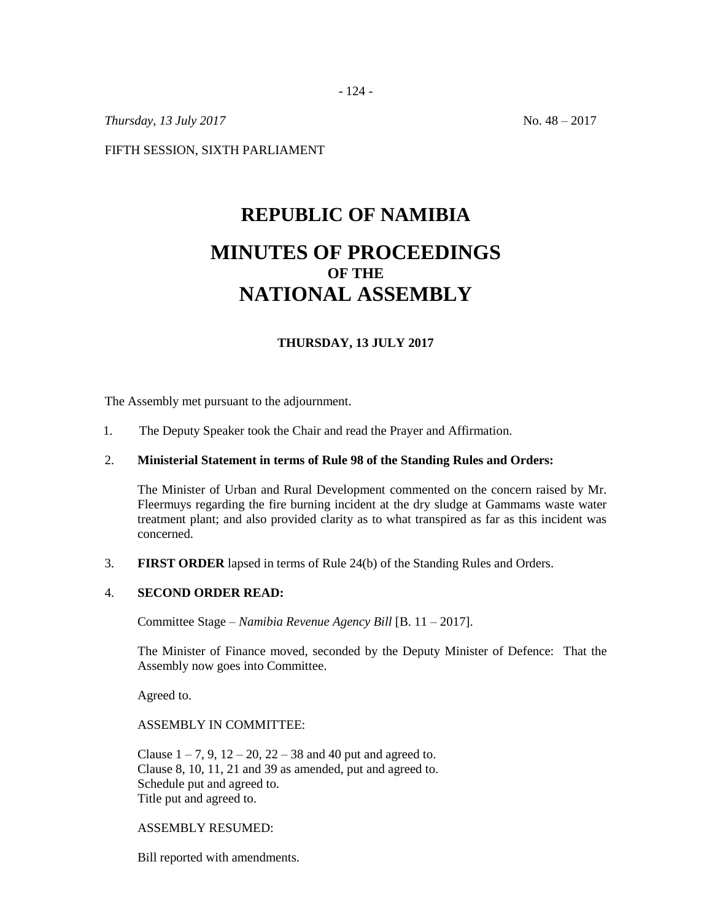*Thursday, 13 July 2017* No. 48 – 2017

FIFTH SESSION, SIXTH PARLIAMENT

# REPUBLIC OF NAMIBIA

# MINUTES OF PROCEEDINGS
## OF THE
# NATIONAL ASSEMBLY

**THURSDAY, 13 JULY 2017**

The Assembly met pursuant to the adjournment.

1. The Deputy Speaker took the Chair and read the Prayer and Affirmation.

2. **Ministerial Statement in terms of Rule 98 of the Standing Rules and Orders:**

   The Minister of Urban and Rural Development commented on the concern raised by Mr. Fleermuys regarding the fire burning incident at the dry sludge at Gammams waste water treatment plant; and also provided clarity as to what transpired as far as this incident was concerned.

3. **FIRST ORDER** lapsed in terms of Rule 24(b) of the Standing Rules and Orders.

4. **SECOND ORDER READ:**

   Committee Stage – *Namibia Revenue Agency Bill* [B. 11 – 2017].

   The Minister of Finance moved, seconded by the Deputy Minister of Defence: That the Assembly now goes into Committee.

   Agreed to.

   ASSEMBLY IN COMMITTEE:

   Clause 1 – 7, 9, 12 – 20, 22 – 38 and 40 put and agreed to.
   Clause 8, 10, 11, 21 and 39 as amended, put and agreed to.
   Schedule put and agreed to.
   Title put and agreed to.

   ASSEMBLY RESUMED:

   Bill reported with amendments.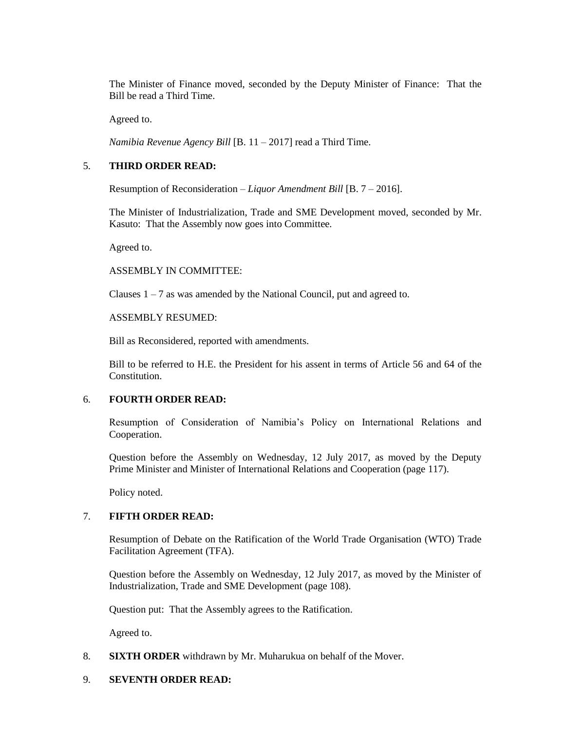The Minister of Finance moved, seconded by the Deputy Minister of Finance: That the Bill be read a Third Time.

Agreed to.

*Namibia Revenue Agency Bill* [B. 11 – 2017] read a Third Time.

5. **THIRD ORDER READ:**

Resumption of Reconsideration – *Liquor Amendment Bill* [B. 7 – 2016].

The Minister of Industrialization, Trade and SME Development moved, seconded by Mr. Kasuto: That the Assembly now goes into Committee.

Agreed to.

ASSEMBLY IN COMMITTEE:

Clauses 1 – 7 as was amended by the National Council, put and agreed to.

ASSEMBLY RESUMED:

Bill as Reconsidered, reported with amendments.

Bill to be referred to H.E. the President for his assent in terms of Article 56 and 64 of the Constitution.

6. **FOURTH ORDER READ:**

Resumption of Consideration of Namibia's Policy on International Relations and Cooperation.

Question before the Assembly on Wednesday, 12 July 2017, as moved by the Deputy Prime Minister and Minister of International Relations and Cooperation (page 117).

Policy noted.

7. **FIFTH ORDER READ:**

Resumption of Debate on the Ratification of the World Trade Organisation (WTO) Trade Facilitation Agreement (TFA).

Question before the Assembly on Wednesday, 12 July 2017, as moved by the Minister of Industrialization, Trade and SME Development (page 108).

Question put: That the Assembly agrees to the Ratification.

Agreed to.

8. **SIXTH ORDER** withdrawn by Mr. Muharukua on behalf of the Mover.

9. **SEVENTH ORDER READ:**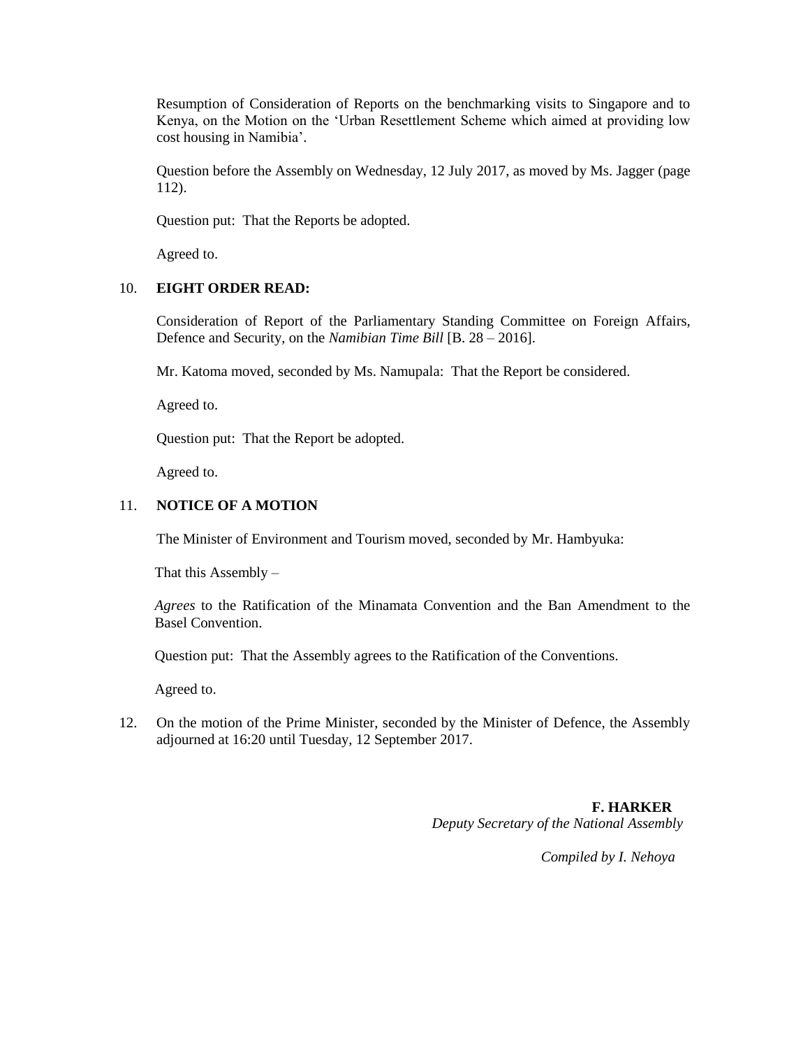Resumption of Consideration of Reports on the benchmarking visits to Singapore and to Kenya, on the Motion on the 'Urban Resettlement Scheme which aimed at providing low cost housing in Namibia'.

Question before the Assembly on Wednesday, 12 July 2017, as moved by Ms. Jagger (page 112).

Question put: That the Reports be adopted.

Agreed to.

10. **EIGHT ORDER READ:**

Consideration of Report of the Parliamentary Standing Committee on Foreign Affairs, Defence and Security, on the *Namibian Time Bill* [B. 28 – 2016].

Mr. Katoma moved, seconded by Ms. Namupala: That the Report be considered.

Agreed to.

Question put: That the Report be adopted.

Agreed to.

11. **NOTICE OF A MOTION**

The Minister of Environment and Tourism moved, seconded by Mr. Hambyuka:

That this Assembly –

*Agrees* to the Ratification of the Minamata Convention and the Ban Amendment to the Basel Convention.

Question put: That the Assembly agrees to the Ratification of the Conventions.

Agreed to.

12. On the motion of the Prime Minister, seconded by the Minister of Defence, the Assembly adjourned at 16:20 until Tuesday, 12 September 2017.

**F. HARKER**
*Deputy Secretary of the National Assembly*

*Compiled by I. Nehoya*